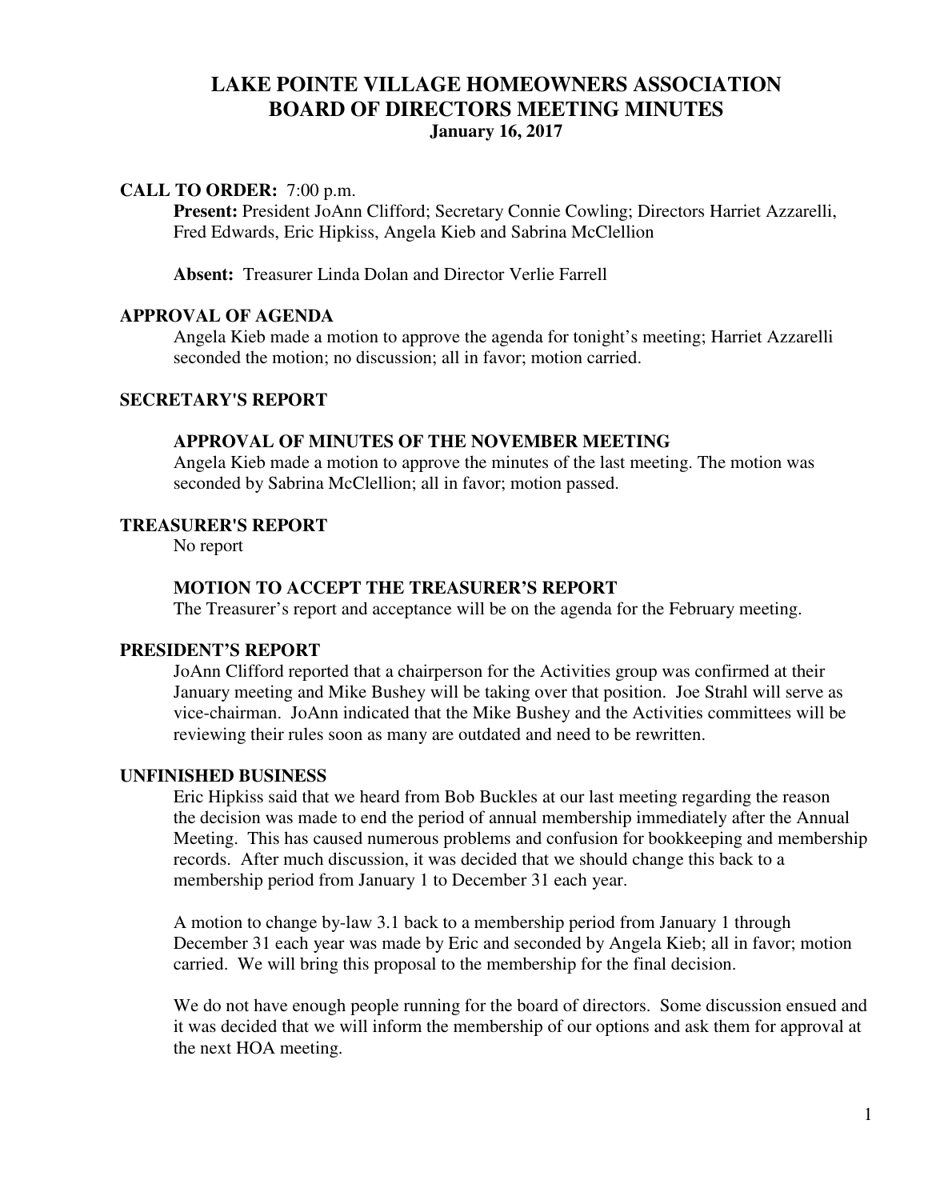# LAKE POINTE VILLAGE HOMEOWNERS ASSOCIATION
# BOARD OF DIRECTORS MEETING MINUTES
### January 16, 2017

**CALL TO ORDER:** 7:00 p.m.

**Present:** President JoAnn Clifford; Secretary Connie Cowling; Directors Harriet Azzarelli, Fred Edwards, Eric Hipkiss, Angela Kieb and Sabrina McClellion

**Absent:** Treasurer Linda Dolan and Director Verlie Farrell

**APPROVAL OF AGENDA**

Angela Kieb made a motion to approve the agenda for tonight's meeting; Harriet Azzarelli seconded the motion; no discussion; all in favor; motion carried.

**SECRETARY'S REPORT**

**APPROVAL OF MINUTES OF THE NOVEMBER MEETING**

Angela Kieb made a motion to approve the minutes of the last meeting. The motion was seconded by Sabrina McClellion; all in favor; motion passed.

**TREASURER'S REPORT**

No report

**MOTION TO ACCEPT THE TREASURER'S REPORT**

The Treasurer's report and acceptance will be on the agenda for the February meeting.

**PRESIDENT'S REPORT**

JoAnn Clifford reported that a chairperson for the Activities group was confirmed at their January meeting and Mike Bushey will be taking over that position. Joe Strahl will serve as vice-chairman. JoAnn indicated that the Mike Bushey and the Activities committees will be reviewing their rules soon as many are outdated and need to be rewritten.

**UNFINISHED BUSINESS**

Eric Hipkiss said that we heard from Bob Buckles at our last meeting regarding the reason the decision was made to end the period of annual membership immediately after the Annual Meeting. This has caused numerous problems and confusion for bookkeeping and membership records. After much discussion, it was decided that we should change this back to a membership period from January 1 to December 31 each year.

A motion to change by-law 3.1 back to a membership period from January 1 through December 31 each year was made by Eric and seconded by Angela Kieb; all in favor; motion carried. We will bring this proposal to the membership for the final decision.

We do not have enough people running for the board of directors. Some discussion ensued and it was decided that we will inform the membership of our options and ask them for approval at the next HOA meeting.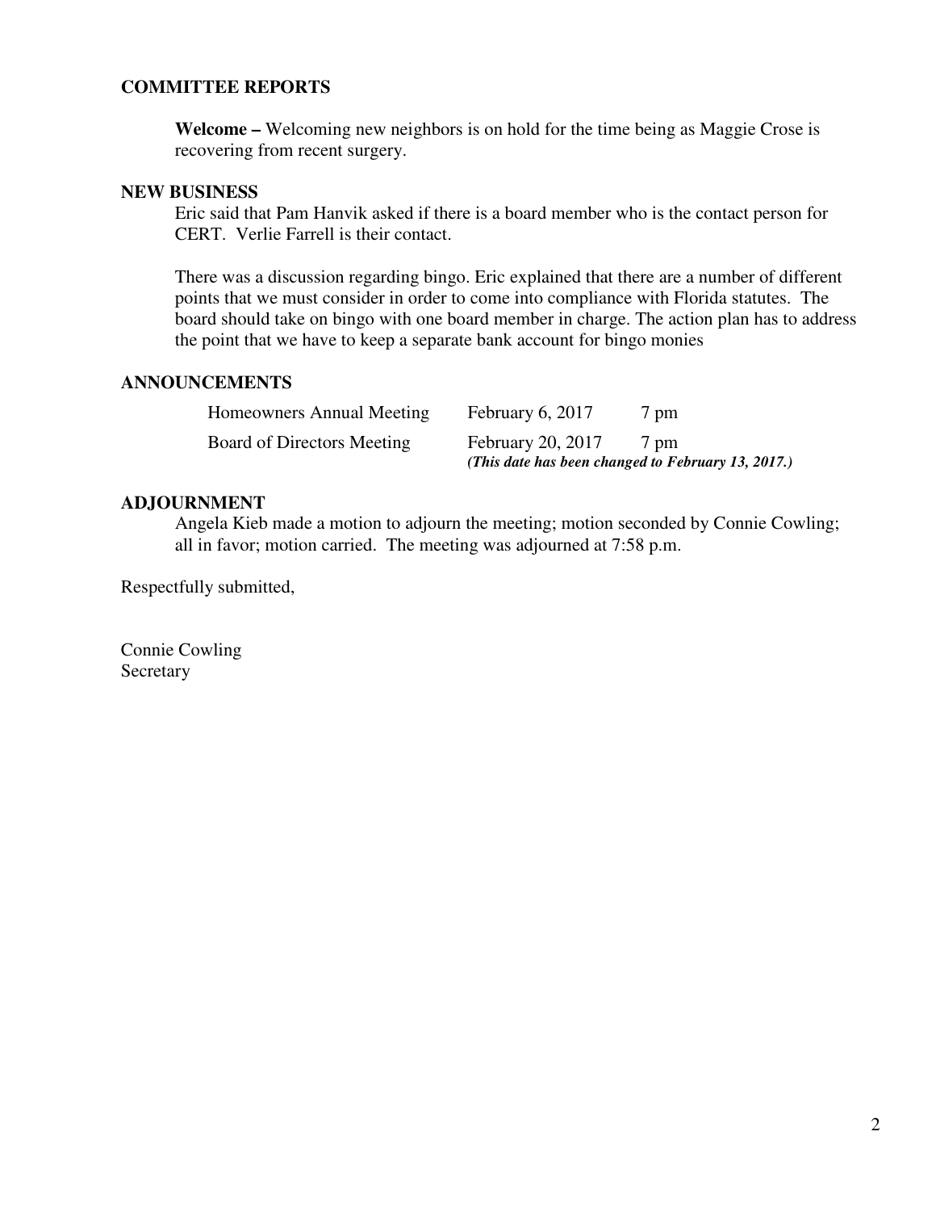## COMMITTEE REPORTS

**Welcome –** Welcoming new neighbors is on hold for the time being as Maggie Crose is recovering from recent surgery.

## NEW BUSINESS

Eric said that Pam Hanvik asked if there is a board member who is the contact person for CERT. Verlie Farrell is their contact.

There was a discussion regarding bingo. Eric explained that there are a number of different points that we must consider in order to come into compliance with Florida statutes. The board should take on bingo with one board member in charge. The action plan has to address the point that we have to keep a separate bank account for bingo monies

## ANNOUNCEMENTS

| | | |
|---|---|---|
| Homeowners Annual Meeting | February 6, 2017 | 7 pm |
| Board of Directors Meeting | February 20, 2017 | 7 pm |
| | ***(This date has been changed to February 13, 2017.)*** | |

## ADJOURNMENT

Angela Kieb made a motion to adjourn the meeting; motion seconded by Connie Cowling; all in favor; motion carried. The meeting was adjourned at 7:58 p.m.

Respectfully submitted,

Connie Cowling
Secretary